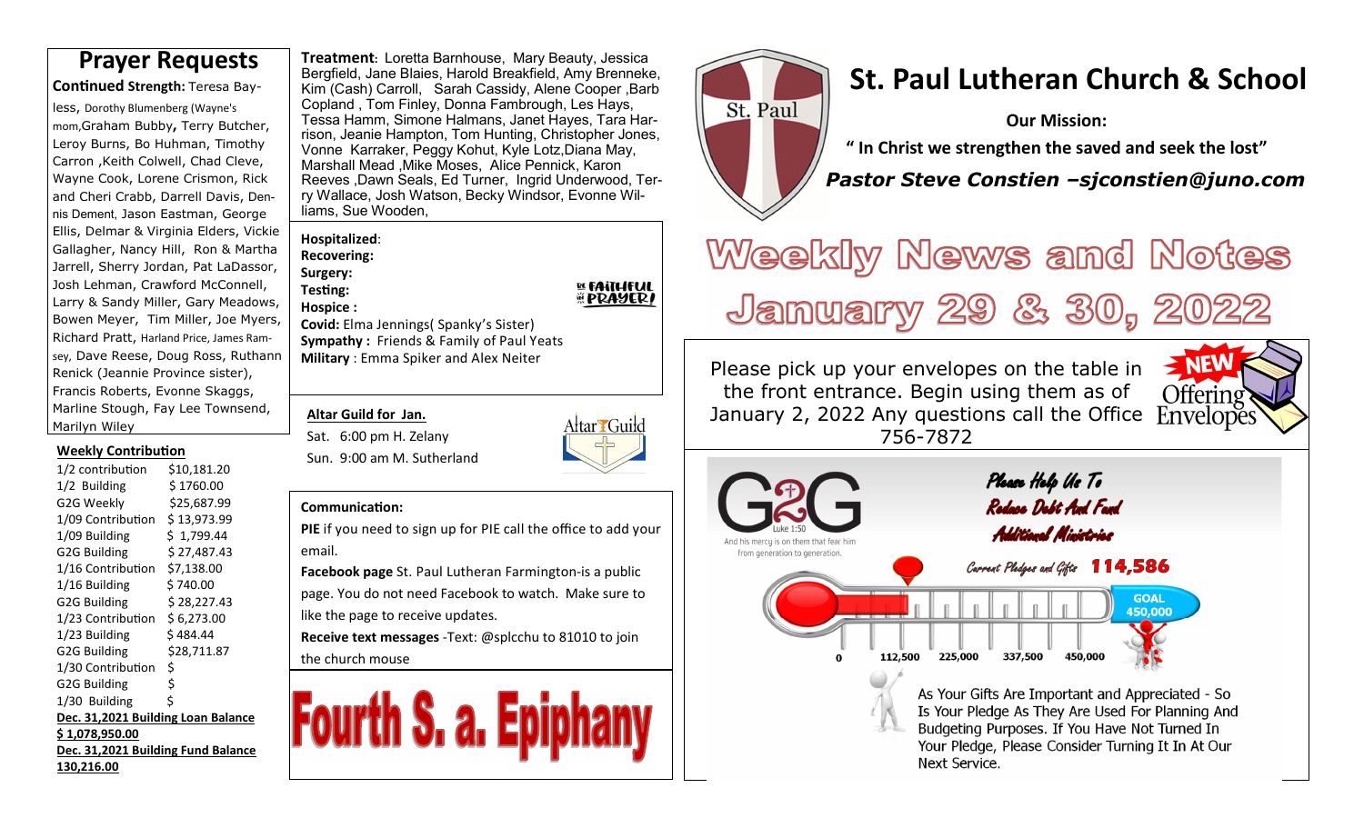## Prayer Requests

**Continued Strength:** Teresa Bayless, Dorothy Blumenberg (Wayne's mom,Graham Bubby, Terry Butcher, Leroy Burns, Bo Huhman, Timothy Carron ,Keith Colwell, Chad Cleve, Wayne Cook, Lorene Crismon, Rick and Cheri Crabb, Darrell Davis, Dennis Dement, Jason Eastman, George Ellis, Delmar & Virginia Elders, Vickie Gallagher, Nancy Hill, Ron & Martha Jarrell, Sherry Jordan, Pat LaDassor, Josh Lehman, Crawford McConnell, Larry & Sandy Miller, Gary Meadows, Bowen Meyer, Tim Miller, Joe Myers, Richard Pratt, Harland Price, James Ramsey, Dave Reese, Doug Ross, Ruthann Renick (Jeannie Province sister), Francis Roberts, Evonne Skaggs, Marline Stough, Fay Lee Townsend, Marilyn Wiley

**Treatment**: Loretta Barnhouse, Mary Beauty, Jessica Bergfield, Jane Blaies, Harold Breakfield, Amy Brenneke, Kim (Cash) Carroll, Sarah Cassidy, Alene Cooper ,Barb Copland , Tom Finley, Donna Fambrough, Les Hays, Tessa Hamm, Simone Halmans, Janet Hayes, Tara Harrison, Jeanie Hampton, Tom Hunting, Christopher Jones, Vonne Karraker, Peggy Kohut, Kyle Lotz,Diana May, Marshall Mead ,Mike Moses, Alice Pennick, Karon Reeves ,Dawn Seals, Ed Turner, Ingrid Underwood, Terry Wallace, Josh Watson, Becky Windsor, Evonne Williams, Sue Wooden,

**Hospitalized**:
**Recovering:**
**Surgery:**
**Testing:**
**Hospice :**
**Covid:** Elma Jennings( Spanky's Sister)
**Sympathy :** Friends & Family of Paul Yeats
**Military** : Emma Spiker and Alex Neiter

BE FAITHFUL IN PRAYER!

### Weekly Contribution

| | |
|---|---|
| 1/2 contribution | $10,181.20 |
| 1/2 Building | $ 1760.00 |
| G2G Weekly | $25,687.99 |
| 1/09 Contribution | $ 13,973.99 |
| 1/09 Building | $ 1,799.44 |
| G2G Building | $ 27,487.43 |
| 1/16 Contribution | $7,138.00 |
| 1/16 Building | $ 740.00 |
| G2G Building | $ 28,227.43 |
| 1/23 Contribution | $ 6,273.00 |
| 1/23 Building | $ 484.44 |
| G2G Building | $28,711.87 |
| 1/30 Contribution | $ |
| G2G Building | $ |
| 1/30 Building | $ |

**Dec. 31,2021 Building Loan Balance**
**$ 1,078,950.00**
**Dec. 31,2021 Building Fund Balance**
**130,216.00**

### Altar Guild for Jan.

Sat. 6:00 pm H. Zelany
Sun. 9:00 am M. Sutherland

### Communication:

**PIE** if you need to sign up for PIE call the office to add your email.

**Facebook page** St. Paul Lutheran Farmington-is a public page. You do not need Facebook to watch. Make sure to like the page to receive updates.

**Receive text messages** -Text: @splcchu to 81010 to join the church mouse

# Fourth S. a. Epiphany

# St. Paul Lutheran Church & School

**Our Mission:**

**" In Christ we strengthen the saved and seek the lost"**

***Pastor Steve Constien –sjconstien@juno.com***

# Weekly News and Notes
# January 29 & 30, 2022

Please pick up your envelopes on the table in the front entrance. Begin using them as of January 2, 2022 Any questions call the Office 756-7872

NEW Offering Envelopes

G2G — Luke 1:50 — And his mercy is on them that fear him from generation to generation.

*Please Help Us To Reduce Debt And Fund Additional Ministries*

*Current Pledges and Gifts* **114,586**

GOAL 450,000

0 — 112,500 — 225,000 — 337,500 — 450,000

As Your Gifts Are Important and Appreciated - So Is Your Pledge As They Are Used For Planning And Budgeting Purposes. If You Have Not Turned In Your Pledge, Please Consider Turning It In At Our Next Service.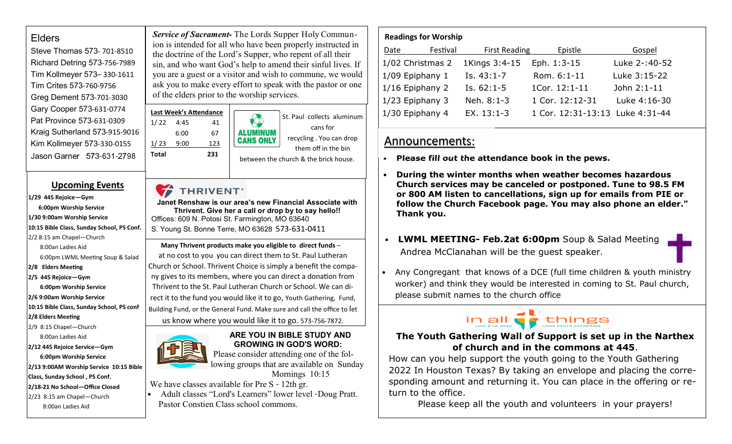## Elders

Steve Thomas 573- 701-8510
Richard Detring 573-756-7989
Tim Kollmeyer 573– 330-1611
Tim Crites 573-760-9756
Greg Dement 573-701-3030
Gary Cooper 573-631-0774
Pat Province 573-631-0309
Kraig Sutherland 573-915-9016
Kim Kollmeyer 573-330-0155
Jason Garner 573-631-2798

## Upcoming Events

**1/29 445 Rejoice—Gym**
**6:00pm Worship Service**
**1/30 9:00am Worship Service**
**10:15 Bible Class, Sunday School, PS Conf.**
2/2 8:15 am Chapel—Church
8:00an Ladies Aid
6:00pm LWML Meeting Soup & Salad
**2/8 Elders Meeting**
**2/5 445 Rejoice—Gym**
**6:00pm Worship Service**
**2/6 9:00am Worship Service**
**10:15 Bible Class, Sunday School, PS conf**
**2/8 Elders Meeting**
2/9 8:15 Chapel—Church
8:00an Ladies Aid
**2/12 445 Rejoice Service—Gym**
**6:00pm Worship Service**
**2/13 9:00AM Worship Service 10:15 Bible Class, Sunday School , PS Conf.**
**2/18-21 No School—Office Closed**
2/23 8:15 am Chapel—Church
8:00an Ladies Aid

***Service of Sacrament-*** The Lords Supper Holy Communion is intended for all who have been properly instructed in the doctrine of the Lord's Supper, who repent of all their sin, and who want God's help to amend their sinful lives. If you are a guest or a visitor and wish to commune, we would ask you to make every effort to speak with the pastor or one of the elders prior to the worship services.

**Last Week's Attendance**

| | | |
|---|---|---|
| 1/ 22 | 4:45 | 41 |
| | 6:00 | 67 |
| 1/ 23 | 9:00 | 123 |
| **Total** | | **231** |

ALUMINUM CANS ONLY

St. Paul collects aluminum cans for recycling . You can drop them off in the bin between the church & the brick house.

THRIVENT

**Janet Renshaw is our area's new Financial Associate with Thrivent. Give her a call or drop by to say hello!!**
Offices: 609 N. Potosi St. Farmington, MO 63640
S. Young St. Bonne Terre, MO 63628 573-631-0411

**Many Thrivent products make you eligible to direct funds** – at no cost to you you can direct them to St. Paul Lutheran Church or School. Thrivent Choice is simply a benefit the company gives to its members, where you can direct a donation from Thrivent to the St. Paul Lutheran Church or School. We can direct it to the fund you would like it to go, Youth Gathering, Fund, Building Fund, or the General Fund. Make sure and call the office to let us know where you would like it to go. 573-756-7872.

**ARE YOU IN BIBLE STUDY AND GROWING IN GOD'S WORD:**
Please consider attending one of the following groups that are available on Sunday Mornings 10:15
We have classes available for Pre S - 12th gr.

- Adult classes "Lord's Learners" lower level -Doug Pratt. Pastor Constien Class school commons.

**Readings for Worship**

| Date | Festival | First Reading | Epistle | Gospel |
|---|---|---|---|---|
| 1/02 | Christmas 2 | 1Kings 3:4-15 | Eph. 1:3-15 | Luke 2-:40-52 |
| 1/09 | Epiphany 1 | Is. 43:1-7 | Rom. 6:1-11 | Luke 3:15-22 |
| 1/16 | Epiphany 2 | Is. 62:1-5 | 1Cor. 12:1-11 | John 2:1-11 |
| 1/23 | Epiphany 3 | Neh. 8:1-3 | 1 Cor. 12:12-31 | Luke 4:16-30 |
| 1/30 | Epiphany 4 | EX. 13:1-3 | 1 Cor. 12:31-13:13 | Luke 4:31-44 |

## Announcements:

- **Please *fill out* the attendance book in the pews.**
- **During the winter months when weather becomes hazardous Church services may be canceled or postponed. Tune to 98.5 FM or 800 AM listen to cancellations, sign up for emails from PIE or follow the Church Facebook page. You may also phone an elder." Thank you.**
- **LWML MEETING- Feb.2at 6:00pm** Soup & Salad Meeting Andrea McClanahan will be the guest speaker.
- Any Congregant that knows of a DCE (full time children & youth ministry worker) and think they would be interested in coming to St. Paul church, please submit names to the church office

in all things
JULY 9-13, 2022 LCMS YOUTH GATHERING

**The Youth Gathering Wall of Support is set up in the Narthex of church and in the commons at 445**.
How can you help support the youth going to the Youth Gathering 2022 In Houston Texas? By taking an envelope and placing the corresponding amount and returning it. You can place in the offering or return to the office.
Please keep all the youth and volunteers in your prayers!